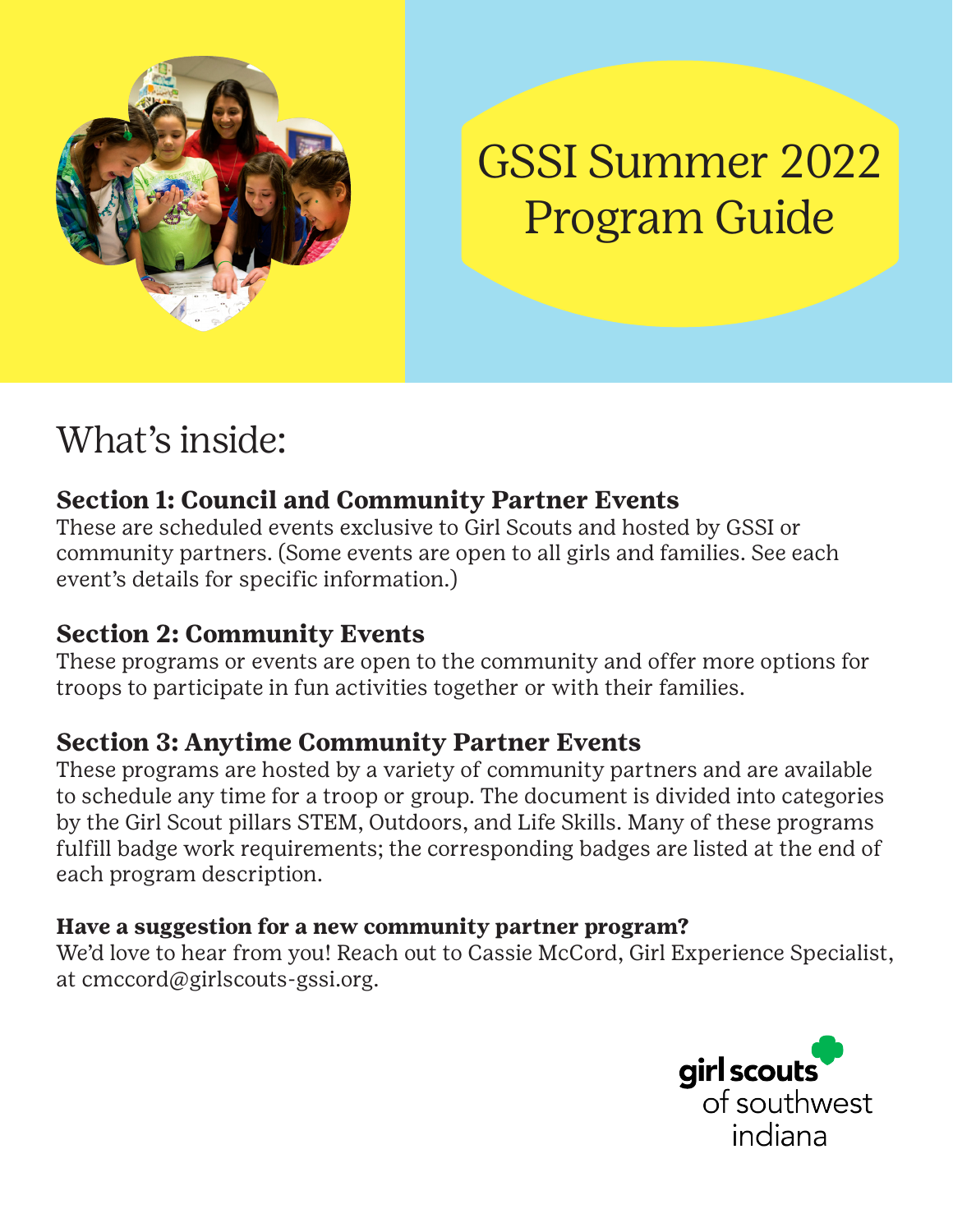# GSSI Summer 2022 Program Guide

## What's inside:

### Section 1: Council and Community Partner Events

These are scheduled events exclusive to Girl Scouts and hosted by GSSI or community partners. (Some events are open to all girls and families. See each event's details for specific information.)

### Section 2: Community Events

These programs or events are open to the community and offer more options for troops to participate in fun activities together or with their families.

### Section 3: Anytime Community Partner Events

These programs are hosted by a variety of community partners and are available to schedule any time for a troop or group. The document is divided into categories by the Girl Scout pillars STEM, Outdoors, and Life Skills. Many of these programs fulfill badge work requirements; the corresponding badges are listed at the end of each program description.

**Have a suggestion for a new community partner program?**

We'd love to hear from you! Reach out to Cassie McCord, Girl Experience Specialist, at cmccord@girlscouts-gssi.org.

girl scouts of southwest indiana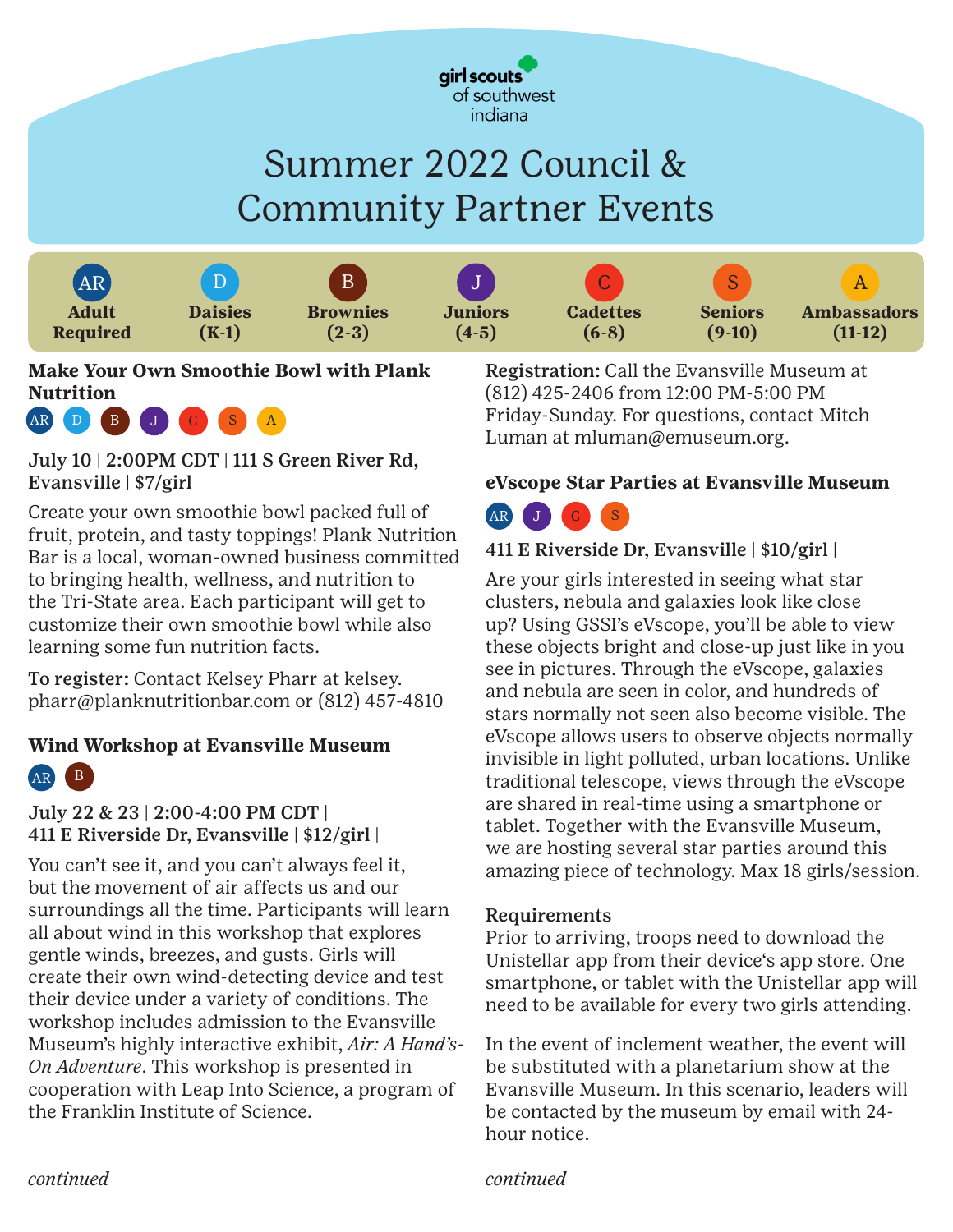girl scouts of southwest indiana

# Summer 2022 Council & Community Partner Events

| AR | D | B | J | C | S | A |
|---|---|---|---|---|---|---|
| **Adult Required** | **Daisies (K-1)** | **Brownies (2-3)** | **Juniors (4-5)** | **Cadettes (6-8)** | **Seniors (9-10)** | **Ambassadors (11-12)** |

### Make Your Own Smoothie Bowl with Plank Nutrition

AR D B J C S A

**July 10 | 2:00PM CDT | 111 S Green River Rd, Evansville | $7/girl**

Create your own smoothie bowl packed full of fruit, protein, and tasty toppings! Plank Nutrition Bar is a local, woman-owned business committed to bringing health, wellness, and nutrition to the Tri-State area. Each participant will get to customize their own smoothie bowl while also learning some fun nutrition facts.

**To register:** Contact Kelsey Pharr at kelsey.pharr@planknutritionbar.com or (812) 457-4810

### Wind Workshop at Evansville Museum

AR B

**July 22 & 23 | 2:00-4:00 PM CDT | 411 E Riverside Dr, Evansville | $12/girl |**

You can't see it, and you can't always feel it, but the movement of air affects us and our surroundings all the time. Participants will learn all about wind in this workshop that explores gentle winds, breezes, and gusts. Girls will create their own wind-detecting device and test their device under a variety of conditions. The workshop includes admission to the Evansville Museum's highly interactive exhibit, *Air: A Hand's-On Adventure*. This workshop is presented in cooperation with Leap Into Science, a program of the Franklin Institute of Science.

*continued*

**Registration:** Call the Evansville Museum at (812) 425-2406 from 12:00 PM-5:00 PM Friday-Sunday. For questions, contact Mitch Luman at mluman@emuseum.org.

### eVscope Star Parties at Evansville Museum

AR J C S

**411 E Riverside Dr, Evansville | $10/girl |**

Are your girls interested in seeing what star clusters, nebula and galaxies look like close up? Using GSSI's eVscope, you'll be able to view these objects bright and close-up just like in you see in pictures. Through the eVscope, galaxies and nebula are seen in color, and hundreds of stars normally not seen also become visible. The eVscope allows users to observe objects normally invisible in light polluted, urban locations. Unlike traditional telescope, views through the eVscope are shared in real-time using a smartphone or tablet. Together with the Evansville Museum, we are hosting several star parties around this amazing piece of technology. Max 18 girls/session.

**Requirements**

Prior to arriving, troops need to download the Unistellar app from their device's app store. One smartphone, or tablet with the Unistellar app will need to be available for every two girls attending.

In the event of inclement weather, the event will be substituted with a planetarium show at the Evansville Museum. In this scenario, leaders will be contacted by the museum by email with 24-hour notice.

*continued*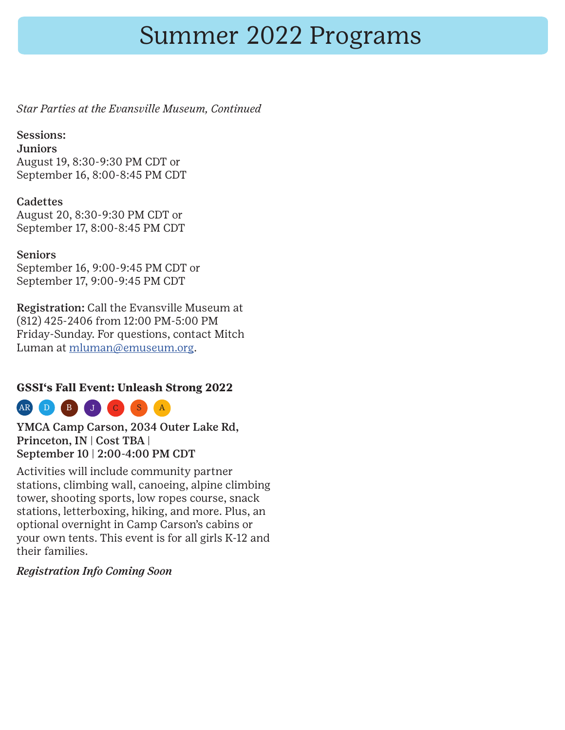# Summary 2022 Programs

*Star Parties at the Evansville Museum, Continued*

**Sessions:**
**Juniors**
August 19, 8:30-9:30 PM CDT or
September 16, 8:00-8:45 PM CDT

**Cadettes**
August 20, 8:30-9:30 PM CDT or
September 17, 8:00-8:45 PM CDT

**Seniors**
September 16, 9:00-9:45 PM CDT or
September 17, 9:00-9:45 PM CDT

**Registration:** Call the Evansville Museum at (812) 425-2406 from 12:00 PM-5:00 PM Friday-Sunday. For questions, contact Mitch Luman at mluman@emuseum.org.

**GSSI's Fall Event: Unleash Strong 2022**

AR D B J C S A

**YMCA Camp Carson, 2034 Outer Lake Rd, Princeton, IN | Cost TBA | September 10 | 2:00-4:00 PM CDT**

Activities will include community partner stations, climbing wall, canoeing, alpine climbing tower, shooting sports, low ropes course, snack stations, letterboxing, hiking, and more. Plus, an optional overnight in Camp Carson's cabins or your own tents. This event is for all girls K-12 and their families.

***Registration Info Coming Soon***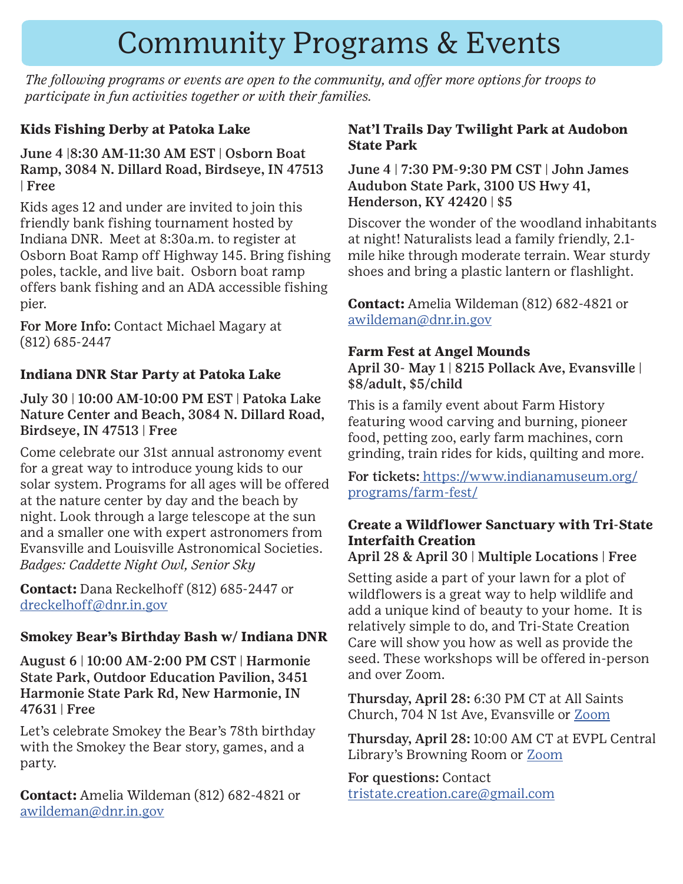# Community Programs & Events

*The following programs or events are open to the community, and offer more options for troops to participate in fun activities together or with their families.*

### Kids Fishing Derby at Patoka Lake

**June 4 |8:30 AM-11:30 AM EST | Osborn Boat Ramp, 3084 N. Dillard Road, Birdseye, IN 47513 | Free**

Kids ages 12 and under are invited to join this friendly bank fishing tournament hosted by Indiana DNR. Meet at 8:30a.m. to register at Osborn Boat Ramp off Highway 145. Bring fishing poles, tackle, and live bait. Osborn boat ramp offers bank fishing and an ADA accessible fishing pier.

**For More Info:** Contact Michael Magary at (812) 685-2447

### Indiana DNR Star Party at Patoka Lake

**July 30 | 10:00 AM-10:00 PM EST | Patoka Lake Nature Center and Beach, 3084 N. Dillard Road, Birdseye, IN 47513 | Free**

Come celebrate our 31st annual astronomy event for a great way to introduce young kids to our solar system. Programs for all ages will be offered at the nature center by day and the beach by night. Look through a large telescope at the sun and a smaller one with expert astronomers from Evansville and Louisville Astronomical Societies. *Badges: Caddette Night Owl, Senior Sky*

**Contact:** Dana Reckelhoff (812) 685-2447 or dreckelhoff@dnr.in.gov

### Smokey Bear's Birthday Bash w/ Indiana DNR

**August 6 | 10:00 AM-2:00 PM CST | Harmonie State Park, Outdoor Education Pavilion, 3451 Harmonie State Park Rd, New Harmonie, IN 47631 | Free**

Let's celebrate Smokey the Bear's 78th birthday with the Smokey the Bear story, games, and a party.

**Contact:** Amelia Wildeman (812) 682-4821 or awildeman@dnr.in.gov

### Nat'l Trails Day Twilight Park at Audobon State Park

**June 4 | 7:30 PM-9:30 PM CST | John James Audubon State Park, 3100 US Hwy 41, Henderson, KY 42420 | $5**

Discover the wonder of the woodland inhabitants at night! Naturalists lead a family friendly, 2.1-mile hike through moderate terrain. Wear sturdy shoes and bring a plastic lantern or flashlight.

**Contact:** Amelia Wildeman (812) 682-4821 or awildeman@dnr.in.gov

### Farm Fest at Angel Mounds

**April 30- May 1 | 8215 Pollack Ave, Evansville | $8/adult, $5/child**

This is a family event about Farm History featuring wood carving and burning, pioneer food, petting zoo, early farm machines, corn grinding, train rides for kids, quilting and more.

**For tickets:** https://www.indianamuseum.org/programs/farm-fest/

### Create a Wildflower Sanctuary with Tri-State Interfaith Creation

**April 28 & April 30 | Multiple Locations | Free**

Setting aside a part of your lawn for a plot of wildflowers is a great way to help wildlife and add a unique kind of beauty to your home. It is relatively simple to do, and Tri-State Creation Care will show you how as well as provide the seed. These workshops will be offered in-person and over Zoom.

**Thursday, April 28:** 6:30 PM CT at All Saints Church, 704 N 1st Ave, Evansville or Zoom

**Thursday, April 28:** 10:00 AM CT at EVPL Central Library's Browning Room or Zoom

**For questions:** Contact tristate.creation.care@gmail.com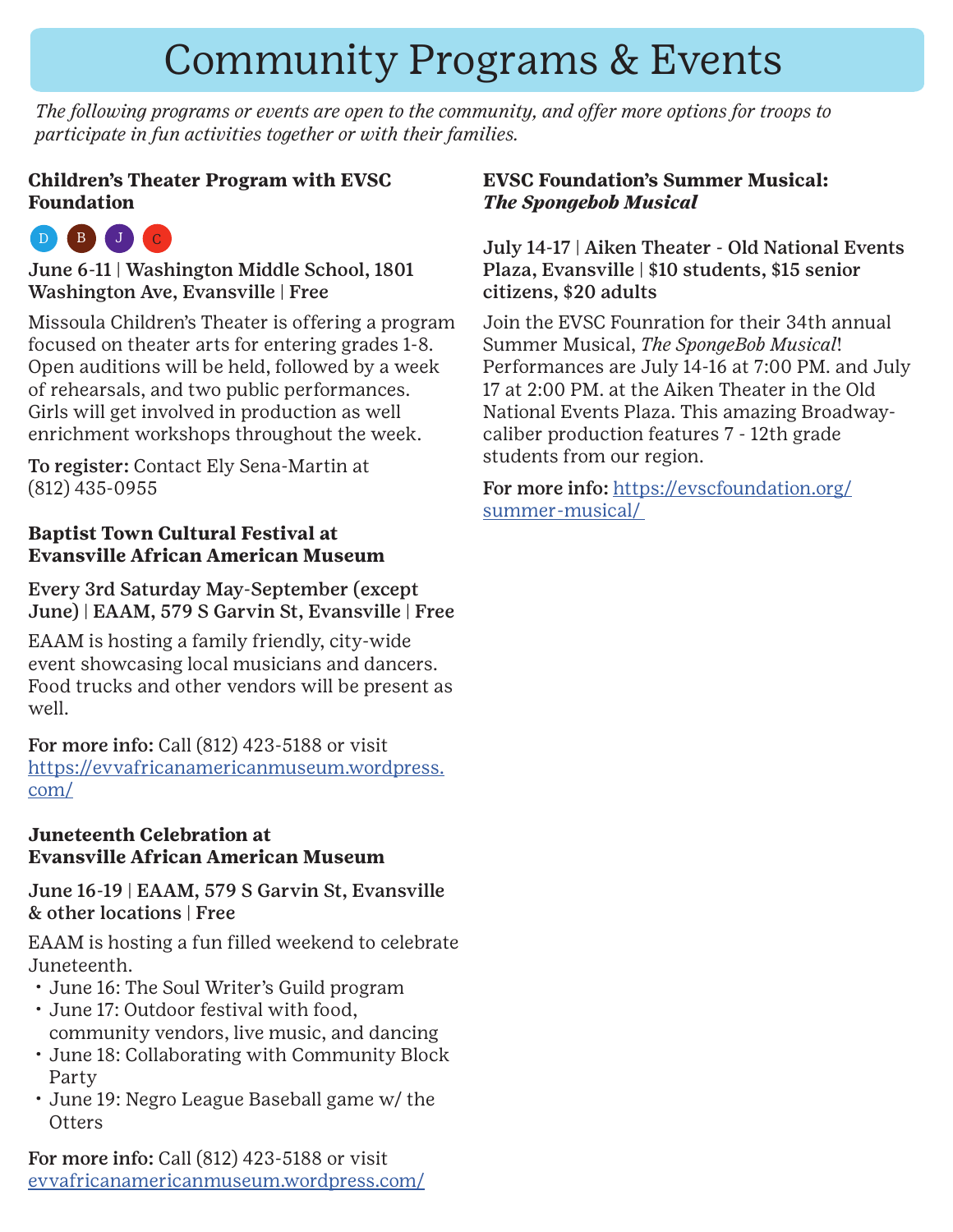# Community Programs & Events

*The following programs or events are open to the community, and offer more options for troops to participate in fun activities together or with their families.*

### Children's Theater Program with EVSC Foundation

D B J C

**June 6-11 | Washington Middle School, 1801 Washington Ave, Evansville | Free**

Missoula Children's Theater is offering a program focused on theater arts for entering grades 1-8. Open auditions will be held, followed by a week of rehearsals, and two public performances. Girls will get involved in production as well enrichment workshops throughout the week.

**To register:** Contact Ely Sena-Martin at (812) 435-0955

### Baptist Town Cultural Festival at Evansville African American Museum

**Every 3rd Saturday May-September (except June) | EAAM, 579 S Garvin St, Evansville | Free**

EAAM is hosting a family friendly, city-wide event showcasing local musicians and dancers. Food trucks and other vendors will be present as well.

**For more info:** Call (812) 423-5188 or visit https://evvafricanamericanmuseum.wordpress.com/

### Juneteenth Celebration at Evansville African American Museum

**June 16-19 | EAAM, 579 S Garvin St, Evansville & other locations | Free**

EAAM is hosting a fun filled weekend to celebrate Juneteenth.

- June 16: The Soul Writer's Guild program
- June 17: Outdoor festival with food, community vendors, live music, and dancing
- June 18: Collaborating with Community Block Party
- June 19: Negro League Baseball game w/ the Otters

**For more info:** Call (812) 423-5188 or visit evvafricanamericanmuseum.wordpress.com/

### EVSC Foundation's Summer Musical: *The Spongebob Musical*

**July 14-17 | Aiken Theater - Old National Events Plaza, Evansville | $10 students, $15 senior citizens, $20 adults**

Join the EVSC Founration for their 34th annual Summer Musical, *The SpongeBob Musical*! Performances are July 14-16 at 7:00 PM. and July 17 at 2:00 PM. at the Aiken Theater in the Old National Events Plaza. This amazing Broadway-caliber production features 7 - 12th grade students from our region.

**For more info:** https://evscfoundation.org/summer-musical/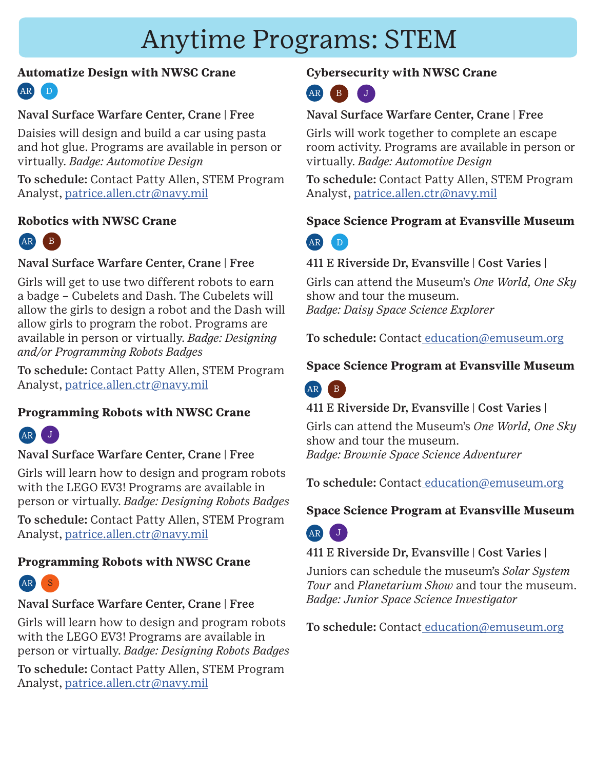# Anytime Programs: STEM

### Automatize Design with NWSC Crane

AR D

**Naval Surface Warfare Center, Crane | Free**

Daisies will design and build a car using pasta and hot glue. Programs are available in person or virtually. *Badge: Automotive Design*

**To schedule:** Contact Patty Allen, STEM Program Analyst, patrice.allen.ctr@navy.mil

### Robotics with NWSC Crane

AR B

**Naval Surface Warfare Center, Crane | Free**

Girls will get to use two different robots to earn a badge – Cubelets and Dash. The Cubelets will allow the girls to design a robot and the Dash will allow girls to program the robot. Programs are available in person or virtually. *Badge: Designing and/or Programming Robots Badges*

**To schedule:** Contact Patty Allen, STEM Program Analyst, patrice.allen.ctr@navy.mil

### Programming Robots with NWSC Crane

AR J

**Naval Surface Warfare Center, Crane | Free**

Girls will learn how to design and program robots with the LEGO EV3! Programs are available in person or virtually. *Badge: Designing Robots Badges*

**To schedule:** Contact Patty Allen, STEM Program Analyst, patrice.allen.ctr@navy.mil

### Programming Robots with NWSC Crane

AR S

**Naval Surface Warfare Center, Crane | Free**

Girls will learn how to design and program robots with the LEGO EV3! Programs are available in person or virtually. *Badge: Designing Robots Badges*

**To schedule:** Contact Patty Allen, STEM Program Analyst, patrice.allen.ctr@navy.mil

### Cybersecurity with NWSC Crane

AR B J

**Naval Surface Warfare Center, Crane | Free**

Girls will work together to complete an escape room activity. Programs are available in person or virtually. *Badge: Automotive Design*

**To schedule:** Contact Patty Allen, STEM Program Analyst, patrice.allen.ctr@navy.mil

### Space Science Program at Evansville Museum

AR D

**411 E Riverside Dr, Evansville | Cost Varies |**

Girls can attend the Museum's *One World, One Sky* show and tour the museum.
*Badge: Daisy Space Science Explorer*

**To schedule:** Contact education@emuseum.org

### Space Science Program at Evansville Museum

AR B

**411 E Riverside Dr, Evansville | Cost Varies |**

Girls can attend the Museum's *One World, One Sky* show and tour the museum.
*Badge: Brownie Space Science Adventurer*

**To schedule:** Contact education@emuseum.org

### Space Science Program at Evansville Museum

AR J

**411 E Riverside Dr, Evansville | Cost Varies |**

Juniors can schedule the museum's *Solar System Tour* and *Planetarium Show* and tour the museum.
*Badge: Junior Space Science Investigator*

**To schedule:** Contact education@emuseum.org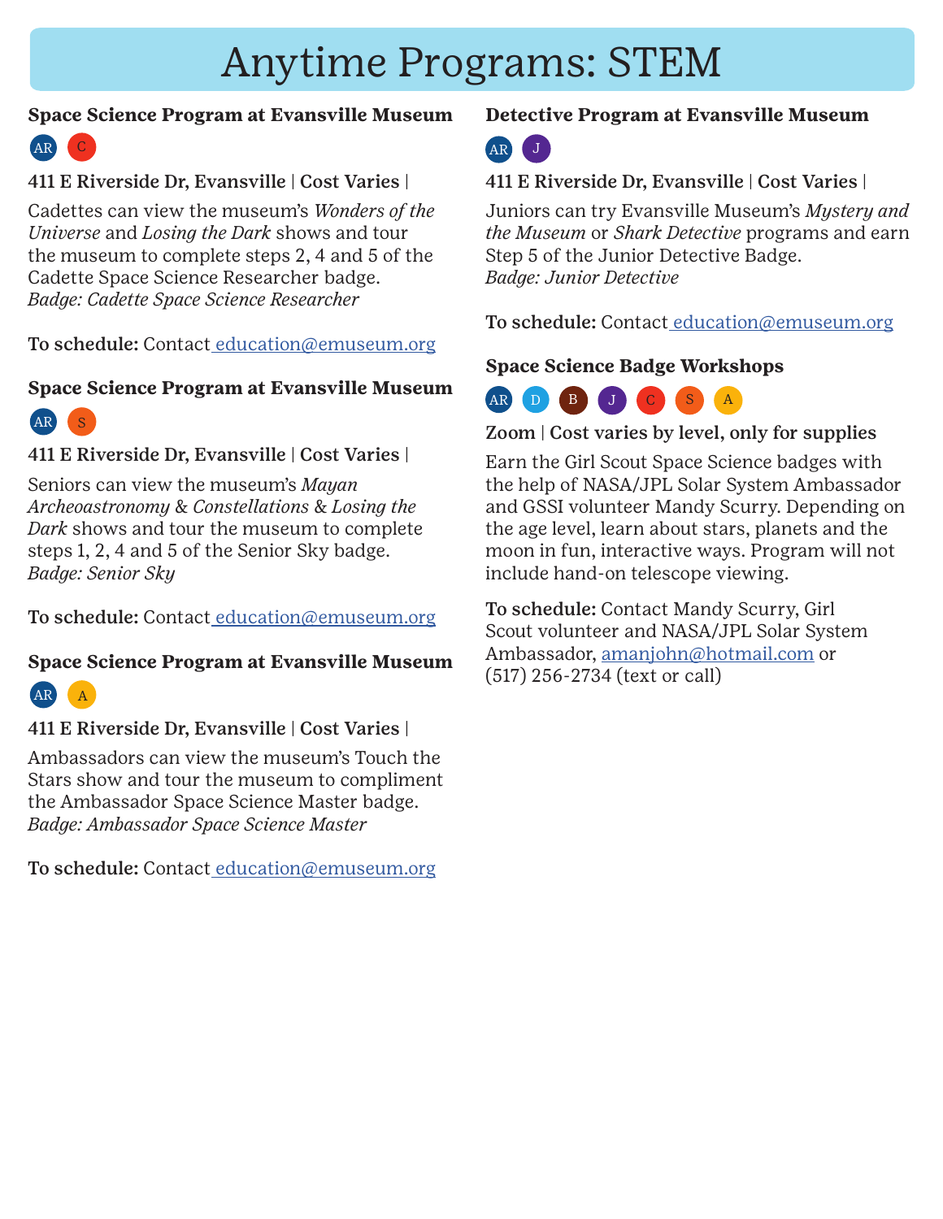# Anytime Programs: STEM

### Space Science Program at Evansville Museum

AR C

**411 E Riverside Dr, Evansville | Cost Varies |**

Cadettes can view the museum's *Wonders of the Universe* and *Losing the Dark* shows and tour the museum to complete steps 2, 4 and 5 of the Cadette Space Science Researcher badge.
*Badge: Cadette Space Science Researcher*

**To schedule:** Contact education@emuseum.org

### Space Science Program at Evansville Museum

AR S

**411 E Riverside Dr, Evansville | Cost Varies |**

Seniors can view the museum's *Mayan Archeoastronomy* & *Constellations* & *Losing the Dark* shows and tour the museum to complete steps 1, 2, 4 and 5 of the Senior Sky badge.
*Badge: Senior Sky*

**To schedule:** Contact education@emuseum.org

### Space Science Program at Evansville Museum

AR A

**411 E Riverside Dr, Evansville | Cost Varies |**

Ambassadors can view the museum's Touch the Stars show and tour the museum to compliment the Ambassador Space Science Master badge.
*Badge: Ambassador Space Science Master*

**To schedule:** Contact education@emuseum.org

### Detective Program at Evansville Museum

AR J

**411 E Riverside Dr, Evansville | Cost Varies |**

Juniors can try Evansville Museum's *Mystery and the Museum* or *Shark Detective* programs and earn Step 5 of the Junior Detective Badge.
*Badge: Junior Detective*

**To schedule:** Contact education@emuseum.org

### Space Science Badge Workshops

AR D B J C S A

**Zoom | Cost varies by level, only for supplies**

Earn the Girl Scout Space Science badges with the help of NASA/JPL Solar System Ambassador and GSSI volunteer Mandy Scurry. Depending on the age level, learn about stars, planets and the moon in fun, interactive ways. Program will not include hand-on telescope viewing.

**To schedule:** Contact Mandy Scurry, Girl Scout volunteer and NASA/JPL Solar System Ambassador, amanjohn@hotmail.com or (517) 256-2734 (text or call)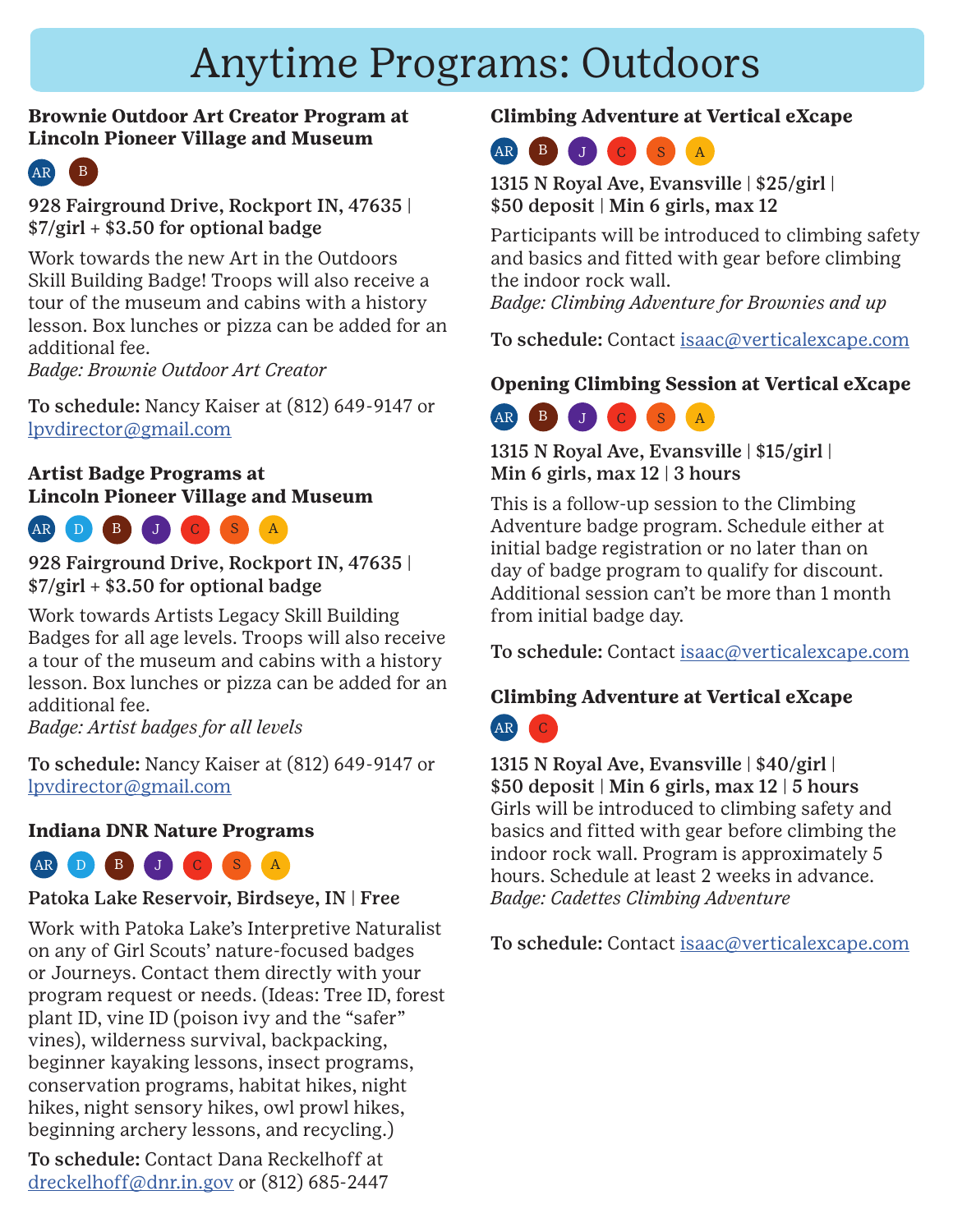# Anytime Programs: Outdoors

### Brownie Outdoor Art Creator Program at Lincoln Pioneer Village and Museum

AR B

**928 Fairground Drive, Rockport IN, 47635 | $7/girl + $3.50 for optional badge**

Work towards the new Art in the Outdoors Skill Building Badge! Troops will also receive a tour of the museum and cabins with a history lesson. Box lunches or pizza can be added for an additional fee.
*Badge: Brownie Outdoor Art Creator*

**To schedule:** Nancy Kaiser at (812) 649-9147 or lpvdirector@gmail.com

### Artist Badge Programs at Lincoln Pioneer Village and Museum

AR D B J C S A

**928 Fairground Drive, Rockport IN, 47635 | $7/girl + $3.50 for optional badge**

Work towards Artists Legacy Skill Building Badges for all age levels. Troops will also receive a tour of the museum and cabins with a history lesson. Box lunches or pizza can be added for an additional fee.
*Badge: Artist badges for all levels*

**To schedule:** Nancy Kaiser at (812) 649-9147 or lpvdirector@gmail.com

### Indiana DNR Nature Programs

AR D B J C S A

**Patoka Lake Reservoir, Birdseye, IN | Free**

Work with Patoka Lake's Interpretive Naturalist on any of Girl Scouts' nature-focused badges or Journeys. Contact them directly with your program request or needs. (Ideas: Tree ID, forest plant ID, vine ID (poison ivy and the "safer" vines), wilderness survival, backpacking, beginner kayaking lessons, insect programs, conservation programs, habitat hikes, night hikes, night sensory hikes, owl prowl hikes, beginning archery lessons, and recycling.)

**To schedule:** Contact Dana Reckelhoff at dreckelhoff@dnr.in.gov or (812) 685-2447

### Climbing Adventure at Vertical eXcape

AR B J C S A

**1315 N Royal Ave, Evansville | $25/girl | $50 deposit | Min 6 girls, max 12**

Participants will be introduced to climbing safety and basics and fitted with gear before climbing the indoor rock wall.
*Badge: Climbing Adventure for Brownies and up*

**To schedule:** Contact isaac@verticalexcape.com

### Opening Climbing Session at Vertical eXcape

AR B J C S A

**1315 N Royal Ave, Evansville | $15/girl | Min 6 girls, max 12 | 3 hours**

This is a follow-up session to the Climbing Adventure badge program. Schedule either at initial badge registration or no later than on day of badge program to qualify for discount. Additional session can't be more than 1 month from initial badge day.

**To schedule:** Contact isaac@verticalexcape.com

### Climbing Adventure at Vertical eXcape

AR C

**1315 N Royal Ave, Evansville | $40/girl | $50 deposit | Min 6 girls, max 12 | 5 hours**

Girls will be introduced to climbing safety and basics and fitted with gear before climbing the indoor rock wall. Program is approximately 5 hours. Schedule at least 2 weeks in advance.
*Badge: Cadettes Climbing Adventure*

**To schedule:** Contact isaac@verticalexcape.com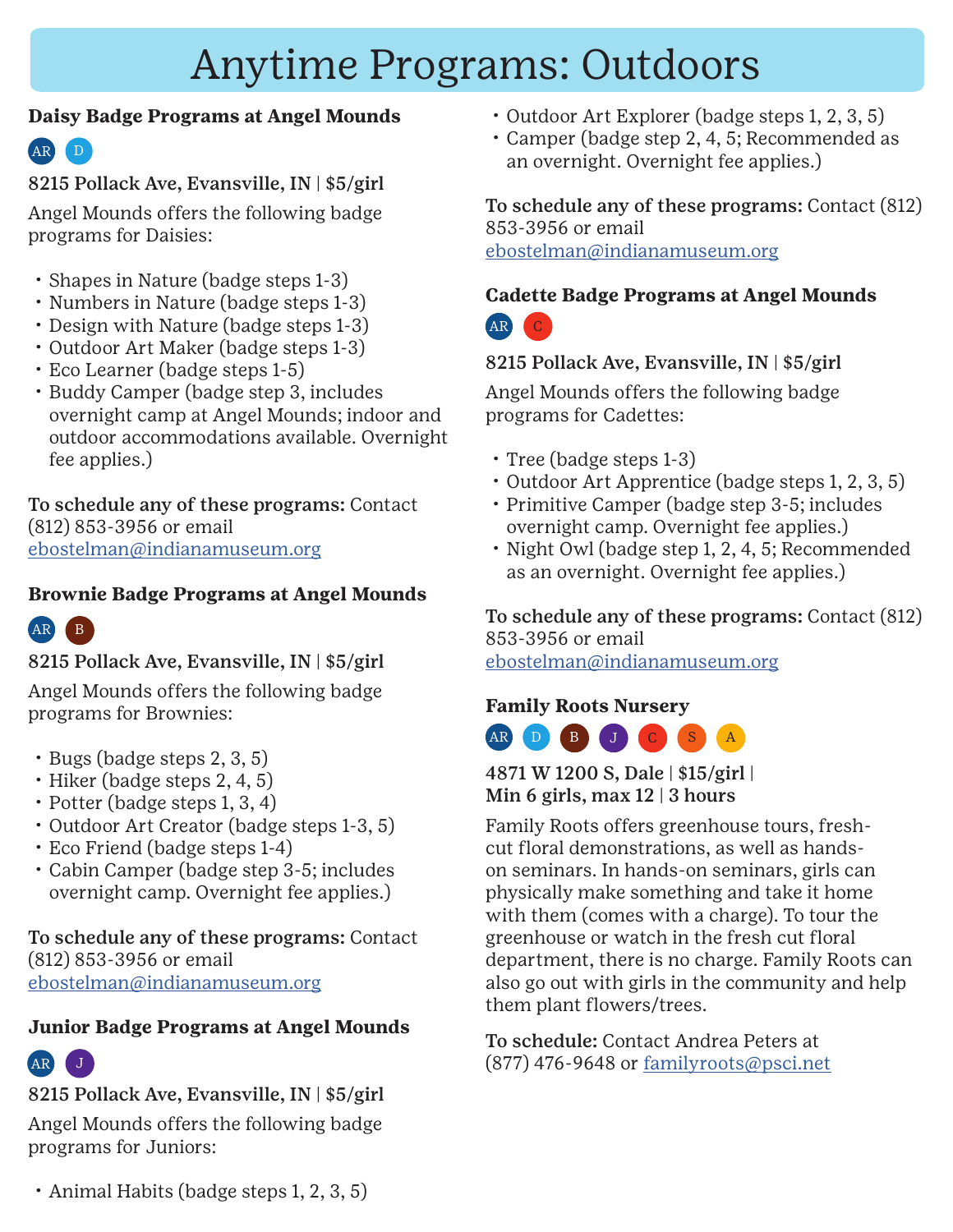# Anytime Programs: Outdoors

### Daisy Badge Programs at Angel Mounds

AR D

**8215 Pollack Ave, Evansville, IN | $5/girl**

Angel Mounds offers the following badge programs for Daisies:

- Shapes in Nature (badge steps 1-3)
- Numbers in Nature (badge steps 1-3)
- Design with Nature (badge steps 1-3)
- Outdoor Art Maker (badge steps 1-3)
- Eco Learner (badge steps 1-5)
- Buddy Camper (badge step 3, includes overnight camp at Angel Mounds; indoor and outdoor accommodations available. Overnight fee applies.)

**To schedule any of these programs:** Contact (812) 853-3956 or email ebostelman@indianamuseum.org

### Brownie Badge Programs at Angel Mounds

AR B

**8215 Pollack Ave, Evansville, IN | $5/girl**

Angel Mounds offers the following badge programs for Brownies:

- Bugs (badge steps 2, 3, 5)
- Hiker (badge steps 2, 4, 5)
- Potter (badge steps 1, 3, 4)
- Outdoor Art Creator (badge steps 1-3, 5)
- Eco Friend (badge steps 1-4)
- Cabin Camper (badge step 3-5; includes overnight camp. Overnight fee applies.)

**To schedule any of these programs:** Contact (812) 853-3956 or email ebostelman@indianamuseum.org

### Junior Badge Programs at Angel Mounds

AR J

**8215 Pollack Ave, Evansville, IN | $5/girl**

Angel Mounds offers the following badge programs for Juniors:

- Animal Habits (badge steps 1, 2, 3, 5)
- Outdoor Art Explorer (badge steps 1, 2, 3, 5)
- Camper (badge step 2, 4, 5; Recommended as an overnight. Overnight fee applies.)

**To schedule any of these programs:** Contact (812) 853-3956 or email ebostelman@indianamuseum.org

### Cadette Badge Programs at Angel Mounds

AR C

**8215 Pollack Ave, Evansville, IN | $5/girl**

Angel Mounds offers the following badge programs for Cadettes:

- Tree (badge steps 1-3)
- Outdoor Art Apprentice (badge steps 1, 2, 3, 5)
- Primitive Camper (badge step 3-5; includes overnight camp. Overnight fee applies.)
- Night Owl (badge step 1, 2, 4, 5; Recommended as an overnight. Overnight fee applies.)

**To schedule any of these programs:** Contact (812) 853-3956 or email ebostelman@indianamuseum.org

### Family Roots Nursery

AR D B J C S A

**4871 W 1200 S, Dale | $15/girl | Min 6 girls, max 12 | 3 hours**

Family Roots offers greenhouse tours, fresh-cut floral demonstrations, as well as hands-on seminars. In hands-on seminars, girls can physically make something and take it home with them (comes with a charge). To tour the greenhouse or watch in the fresh cut floral department, there is no charge. Family Roots can also go out with girls in the community and help them plant flowers/trees.

**To schedule:** Contact Andrea Peters at (877) 476-9648 or familyroots@psci.net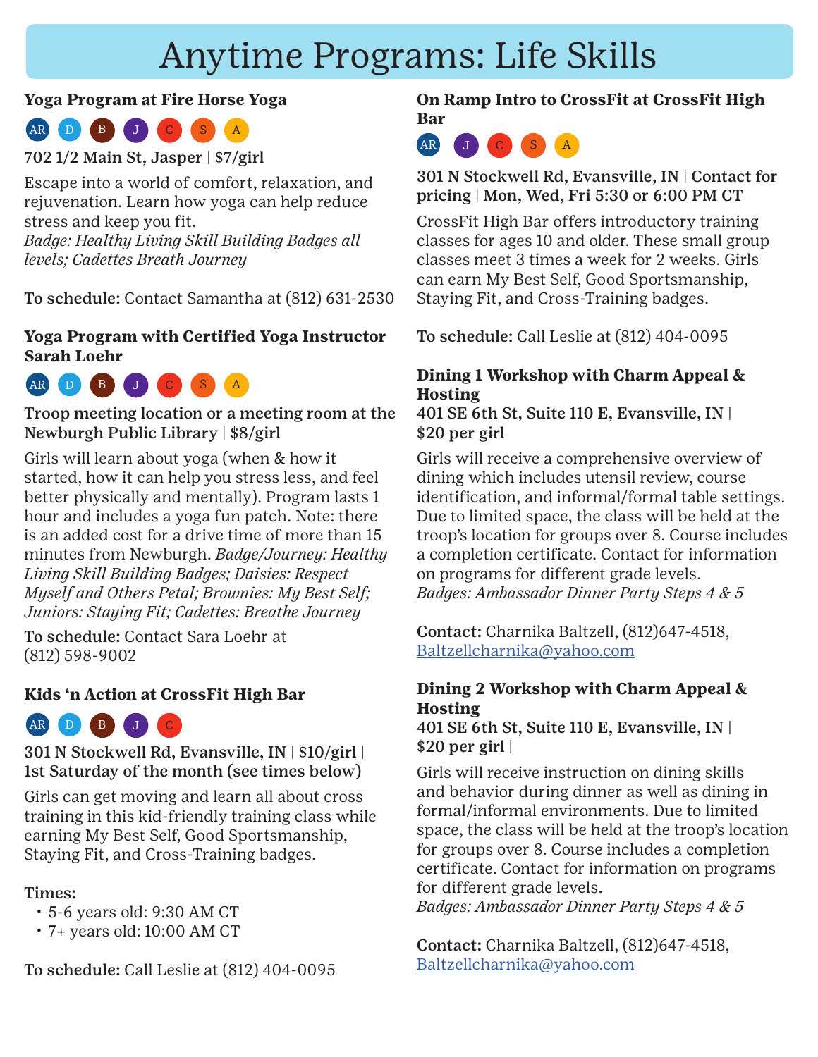# Anytime Programs: Life Skills

### Yoga Program at Fire Horse Yoga

AR D B J C S A

**702 1/2 Main St, Jasper | $7/girl**

Escape into a world of comfort, relaxation, and rejuvenation. Learn how yoga can help reduce stress and keep you fit.
*Badge: Healthy Living Skill Building Badges all levels; Cadettes Breath Journey*

**To schedule:** Contact Samantha at (812) 631-2530

### Yoga Program with Certified Yoga Instructor Sarah Loehr

AR D B J C S A

**Troop meeting location or a meeting room at the Newburgh Public Library | $8/girl**

Girls will learn about yoga (when & how it started, how it can help you stress less, and feel better physically and mentally). Program lasts 1 hour and includes a yoga fun patch. Note: there is an added cost for a drive time of more than 15 minutes from Newburgh. *Badge/Journey: Healthy Living Skill Building Badges; Daisies: Respect Myself and Others Petal; Brownies: My Best Self; Juniors: Staying Fit; Cadettes: Breathe Journey*

**To schedule:** Contact Sara Loehr at (812) 598-9002

### Kids 'n Action at CrossFit High Bar

AR D B J C

**301 N Stockwell Rd, Evansville, IN | $10/girl | 1st Saturday of the month (see times below)**

Girls can get moving and learn all about cross training in this kid-friendly training class while earning My Best Self, Good Sportsmanship, Staying Fit, and Cross-Training badges.

**Times:**
- 5-6 years old: 9:30 AM CT
- 7+ years old: 10:00 AM CT

**To schedule:** Call Leslie at (812) 404-0095

### On Ramp Intro to CrossFit at CrossFit High Bar

AR J C S A

**301 N Stockwell Rd, Evansville, IN | Contact for pricing | Mon, Wed, Fri 5:30 or 6:00 PM CT**

CrossFit High Bar offers introductory training classes for ages 10 and older. These small group classes meet 3 times a week for 2 weeks. Girls can earn My Best Self, Good Sportsmanship, Staying Fit, and Cross-Training badges.

**To schedule:** Call Leslie at (812) 404-0095

### Dining 1 Workshop with Charm Appeal & Hosting

**401 SE 6th St, Suite 110 E, Evansville, IN | $20 per girl**

Girls will receive a comprehensive overview of dining which includes utensil review, course identification, and informal/formal table settings. Due to limited space, the class will be held at the troop's location for groups over 8. Course includes a completion certificate. Contact for information on programs for different grade levels.
*Badges: Ambassador Dinner Party Steps 4 & 5*

**Contact:** Charnika Baltzell, (812)647-4518, Baltzellcharnika@yahoo.com

### Dining 2 Workshop with Charm Appeal & Hosting

**401 SE 6th St, Suite 110 E, Evansville, IN | $20 per girl |**

Girls will receive instruction on dining skills and behavior during dinner as well as dining in formal/informal environments. Due to limited space, the class will be held at the troop's location for groups over 8. Course includes a completion certificate. Contact for information on programs for different grade levels.
*Badges: Ambassador Dinner Party Steps 4 & 5*

**Contact:** Charnika Baltzell, (812)647-4518, Baltzellcharnika@yahoo.com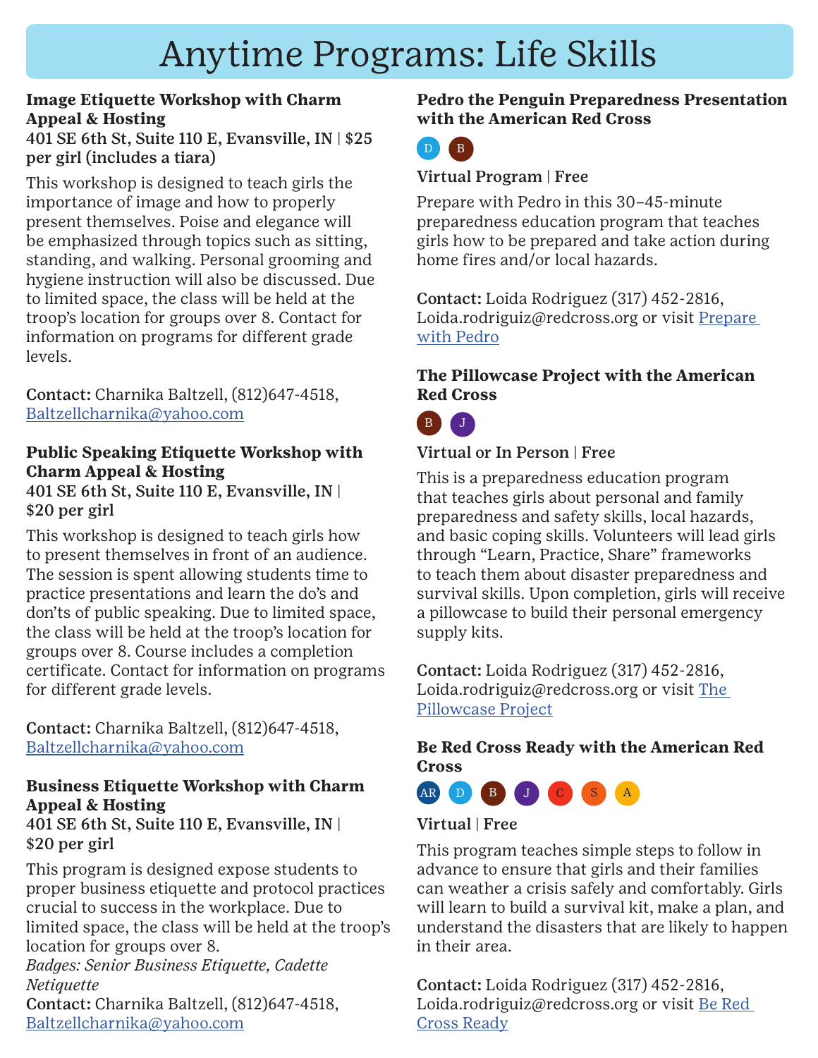# Anytime Programs: Life Skills

### Image Etiquette Workshop with Charm Appeal & Hosting

**401 SE 6th St, Suite 110 E, Evansville, IN | $25 per girl (includes a tiara)**

This workshop is designed to teach girls the importance of image and how to properly present themselves. Poise and elegance will be emphasized through topics such as sitting, standing, and walking. Personal grooming and hygiene instruction will also be discussed. Due to limited space, the class will be held at the troop's location for groups over 8. Contact for information on programs for different grade levels.

**Contact:** Charnika Baltzell, (812)647-4518, Baltzellcharnika@yahoo.com

### Public Speaking Etiquette Workshop with Charm Appeal & Hosting

**401 SE 6th St, Suite 110 E, Evansville, IN | $20 per girl**

This workshop is designed to teach girls how to present themselves in front of an audience. The session is spent allowing students time to practice presentations and learn the do's and don'ts of public speaking. Due to limited space, the class will be held at the troop's location for groups over 8. Course includes a completion certificate. Contact for information on programs for different grade levels.

**Contact:** Charnika Baltzell, (812)647-4518, Baltzellcharnika@yahoo.com

### Business Etiquette Workshop with Charm Appeal & Hosting

**401 SE 6th St, Suite 110 E, Evansville, IN | $20 per girl**

This program is designed expose students to proper business etiquette and protocol practices crucial to success in the workplace. Due to limited space, the class will be held at the troop's location for groups over 8.

*Badges: Senior Business Etiquette, Cadette Netiquette*

**Contact:** Charnika Baltzell, (812)647-4518, Baltzellcharnika@yahoo.com

### Pedro the Penguin Preparedness Presentation with the American Red Cross

D B

**Virtual Program | Free**

Prepare with Pedro in this 30–45-minute preparedness education program that teaches girls how to be prepared and take action during home fires and/or local hazards.

**Contact:** Loida Rodriguez (317) 452-2816, Loida.rodriguiz@redcross.org or visit Prepare with Pedro

### The Pillowcase Project with the American Red Cross

B J

**Virtual or In Person | Free**

This is a preparedness education program that teaches girls about personal and family preparedness and safety skills, local hazards, and basic coping skills. Volunteers will lead girls through "Learn, Practice, Share" frameworks to teach them about disaster preparedness and survival skills. Upon completion, girls will receive a pillowcase to build their personal emergency supply kits.

**Contact:** Loida Rodriguez (317) 452-2816, Loida.rodriguiz@redcross.org or visit The Pillowcase Project

### Be Red Cross Ready with the American Red Cross

AR D B J C S A

**Virtual | Free**

This program teaches simple steps to follow in advance to ensure that girls and their families can weather a crisis safely and comfortably. Girls will learn to build a survival kit, make a plan, and understand the disasters that are likely to happen in their area.

**Contact:** Loida Rodriguez (317) 452-2816, Loida.rodriguiz@redcross.org or visit Be Red Cross Ready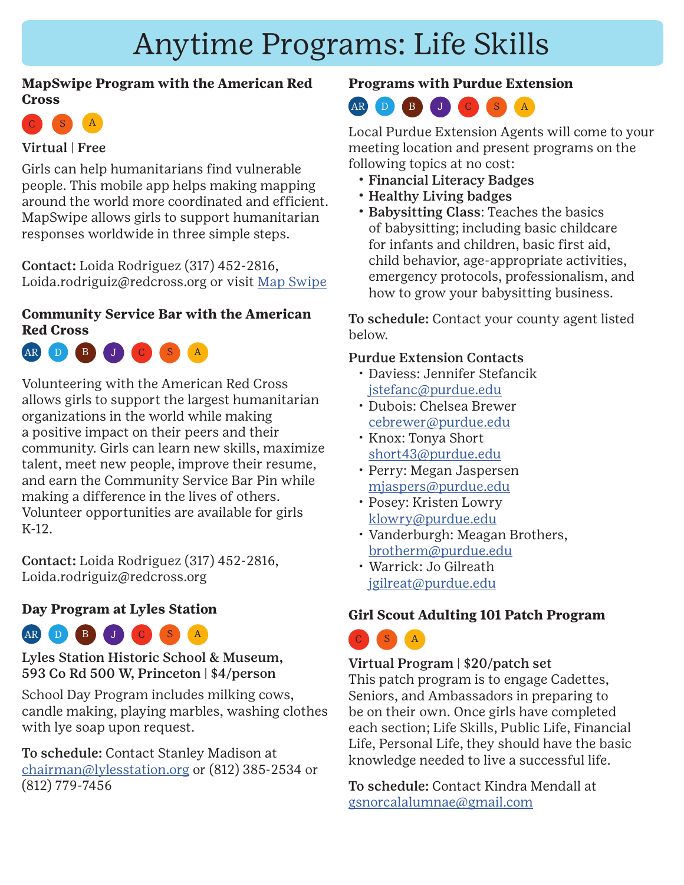# Anytime Programs: Life Skills

### MapSwipe Program with the American Red Cross

C S A

**Virtual | Free**

Girls can help humanitarians find vulnerable people. This mobile app helps making mapping around the world more coordinated and efficient. MapSwipe allows girls to support humanitarian responses worldwide in three simple steps.

**Contact:** Loida Rodriguez (317) 452-2816, Loida.rodriguiz@redcross.org or visit Map Swipe

### Community Service Bar with the American Red Cross

AR D B J C S A

Volunteering with the American Red Cross allows girls to support the largest humanitarian organizations in the world while making a positive impact on their peers and their community. Girls can learn new skills, maximize talent, meet new people, improve their resume, and earn the Community Service Bar Pin while making a difference in the lives of others. Volunteer opportunities are available for girls K-12.

**Contact:** Loida Rodriguez (317) 452-2816, Loida.rodriguiz@redcross.org

### Day Program at Lyles Station

AR D B J C S A

**Lyles Station Historic School & Museum, 593 Co Rd 500 W, Princeton | $4/person**

School Day Program includes milking cows, candle making, playing marbles, washing clothes with lye soap upon request.

**To schedule:** Contact Stanley Madison at chairman@lylesstation.org or (812) 385-2534 or (812) 779-7456

### Programs with Purdue Extension

AR D B J C S A

Local Purdue Extension Agents will come to your meeting location and present programs on the following topics at no cost:

- **Financial Literacy Badges**
- **Healthy Living badges**
- **Babysitting Class**: Teaches the basics of babysitting; including basic childcare for infants and children, basic first aid, child behavior, age-appropriate activities, emergency protocols, professionalism, and how to grow your babysitting business.

**To schedule:** Contact your county agent listed below.

**Purdue Extension Contacts**

- Daviess: Jennifer Stefancik jstefanc@purdue.edu
- Dubois: Chelsea Brewer cebrewer@purdue.edu
- Knox: Tonya Short short43@purdue.edu
- Perry: Megan Jaspersen mjaspers@purdue.edu
- Posey: Kristen Lowry klowry@purdue.edu
- Vanderburgh: Meagan Brothers, brotherm@purdue.edu
- Warrick: Jo Gilreath jgilreat@purdue.edu

### Girl Scout Adulting 101 Patch Program

C S A

**Virtual Program | $20/patch set**

This patch program is to engage Cadettes, Seniors, and Ambassadors in preparing to be on their own. Once girls have completed each section; Life Skills, Public Life, Financial Life, Personal Life, they should have the basic knowledge needed to live a successful life.

**To schedule:** Contact Kindra Mendall at gsnorcalalumnae@gmail.com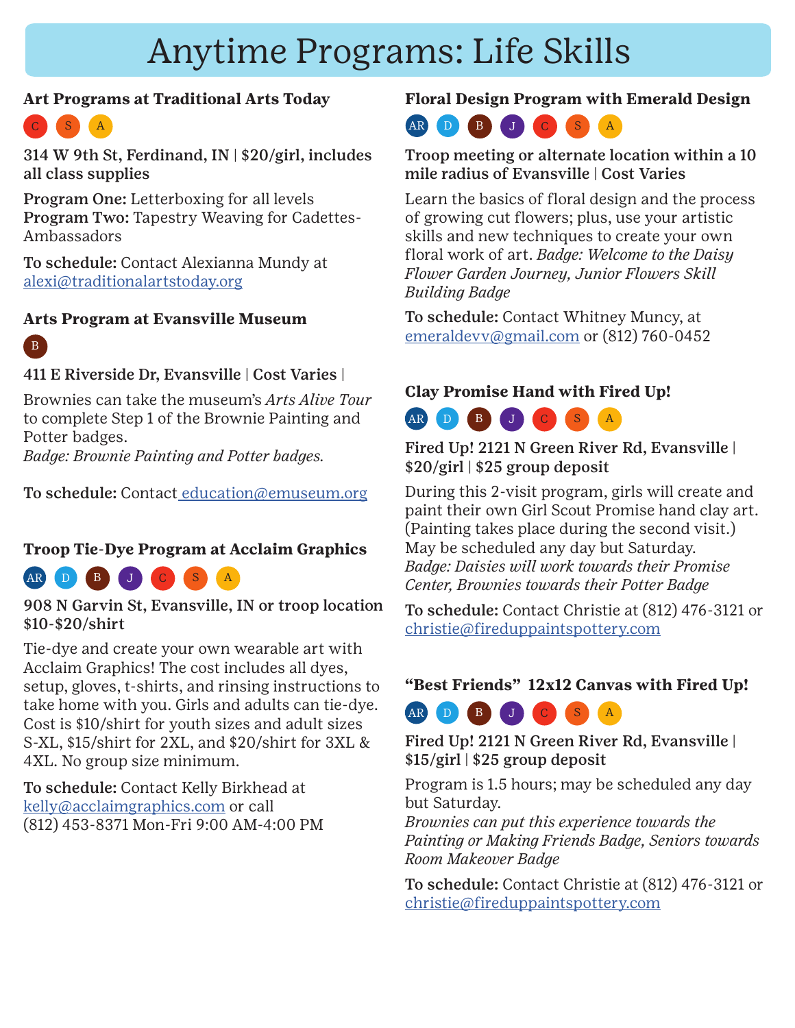# Anytime Programs: Life Skills

### Art Programs at Traditional Arts Today

C S A

**314 W 9th St, Ferdinand, IN | $20/girl, includes all class supplies**

**Program One:** Letterboxing for all levels
**Program Two:** Tapestry Weaving for Cadettes-Ambassadors

**To schedule:** Contact Alexianna Mundy at alexi@traditionalartstoday.org

### Arts Program at Evansville Museum

B

**411 E Riverside Dr, Evansville | Cost Varies |**

Brownies can take the museum's *Arts Alive Tour* to complete Step 1 of the Brownie Painting and Potter badges.
*Badge: Brownie Painting and Potter badges.*

**To schedule:** Contact education@emuseum.org

### Troop Tie-Dye Program at Acclaim Graphics

AR D B J C S A

**908 N Garvin St, Evansville, IN or troop location $10-$20/shirt**

Tie-dye and create your own wearable art with Acclaim Graphics! The cost includes all dyes, setup, gloves, t-shirts, and rinsing instructions to take home with you. Girls and adults can tie-dye. Cost is $10/shirt for youth sizes and adult sizes S-XL, $15/shirt for 2XL, and $20/shirt for 3XL & 4XL. No group size minimum.

**To schedule:** Contact Kelly Birkhead at kelly@acclaimgraphics.com or call (812) 453-8371 Mon-Fri 9:00 AM-4:00 PM

### Floral Design Program with Emerald Design

AR D B J C S A

**Troop meeting or alternate location within a 10 mile radius of Evansville | Cost Varies**

Learn the basics of floral design and the process of growing cut flowers; plus, use your artistic skills and new techniques to create your own floral work of art. *Badge: Welcome to the Daisy Flower Garden Journey, Junior Flowers Skill Building Badge*

**To schedule:** Contact Whitney Muncy, at emeraldevv@gmail.com or (812) 760-0452

### Clay Promise Hand with Fired Up!

AR D B J C S A

**Fired Up! 2121 N Green River Rd, Evansville | $20/girl | $25 group deposit**

During this 2-visit program, girls will create and paint their own Girl Scout Promise hand clay art. (Painting takes place during the second visit.) May be scheduled any day but Saturday.
*Badge: Daisies will work towards their Promise Center, Brownies towards their Potter Badge*

**To schedule:** Contact Christie at (812) 476-3121 or christie@fireduppaintspottery.com

### "Best Friends" 12x12 Canvas with Fired Up!

AR D B J C S A

**Fired Up! 2121 N Green River Rd, Evansville | $15/girl | $25 group deposit**

Program is 1.5 hours; may be scheduled any day but Saturday.
*Brownies can put this experience towards the Painting or Making Friends Badge, Seniors towards Room Makeover Badge*

**To schedule:** Contact Christie at (812) 476-3121 or christie@fireduppaintspottery.com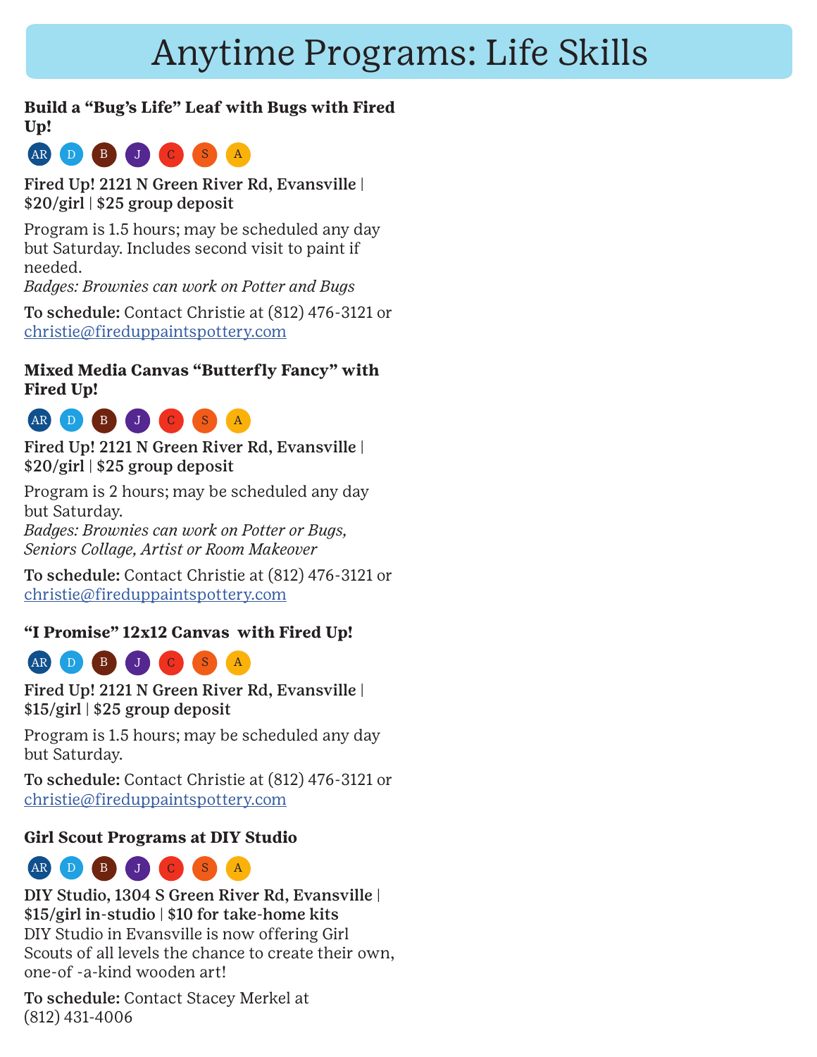# Anytime Programs: Life Skills

### Build a "Bug's Life" Leaf with Bugs with Fired Up!

AR D B J C S A

**Fired Up! 2121 N Green River Rd, Evansville | $20/girl | $25 group deposit**

Program is 1.5 hours; may be scheduled any day but Saturday. Includes second visit to paint if needed.
*Badges: Brownies can work on Potter and Bugs*

**To schedule:** Contact Christie at (812) 476-3121 or christie@fireduppaintspottery.com

### Mixed Media Canvas "Butterfly Fancy" with Fired Up!

AR D B J C S A

**Fired Up! 2121 N Green River Rd, Evansville | $20/girl | $25 group deposit**

Program is 2 hours; may be scheduled any day but Saturday.
*Badges: Brownies can work on Potter or Bugs, Seniors Collage, Artist or Room Makeover*

**To schedule:** Contact Christie at (812) 476-3121 or christie@fireduppaintspottery.com

### "I Promise" 12x12 Canvas with Fired Up!

AR D B J C S A

**Fired Up! 2121 N Green River Rd, Evansville | $15/girl | $25 group deposit**

Program is 1.5 hours; may be scheduled any day but Saturday.

**To schedule:** Contact Christie at (812) 476-3121 or christie@fireduppaintspottery.com

### Girl Scout Programs at DIY Studio

AR D B J C S A

**DIY Studio, 1304 S Green River Rd, Evansville | $15/girl in-studio | $10 for take-home kits**
DIY Studio in Evansville is now offering Girl Scouts of all levels the chance to create their own, one-of -a-kind wooden art!

**To schedule:** Contact Stacey Merkel at (812) 431-4006